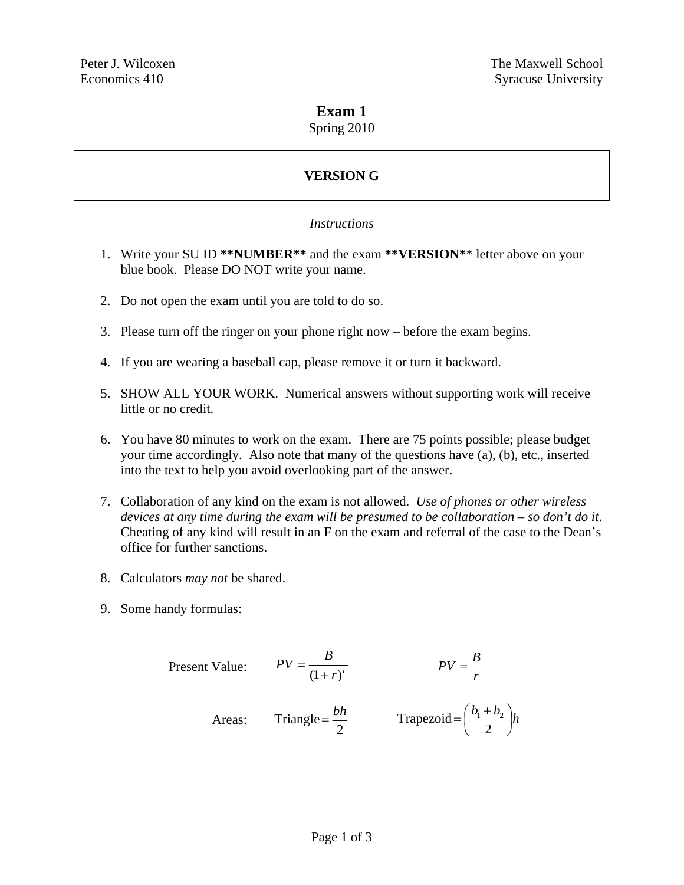Peter J. Wilcoxen  
Economics 410

The Maxwell School  
Syracuse University

# Exam 1

Spring 2010

**VERSION G**

*Instructions*

1. Write your SU ID **\*\*NUMBER\*\*** and the exam **\*\*VERSION\*\*** letter above on your blue book. Please DO NOT write your name.

2. Do not open the exam until you are told to do so.

3. Please turn off the ringer on your phone right now – before the exam begins.

4. If you are wearing a baseball cap, please remove it or turn it backward.

5. SHOW ALL YOUR WORK. Numerical answers without supporting work will receive little or no credit.

6. You have 80 minutes to work on the exam. There are 75 points possible; please budget your time accordingly. Also note that many of the questions have (a), (b), etc., inserted into the text to help you avoid overlooking part of the answer.

7. Collaboration of any kind on the exam is not allowed. *Use of phones or other wireless devices at any time during the exam will be presumed to be collaboration – so don't do it*. Cheating of any kind will result in an F on the exam and referral of the case to the Dean's office for further sanctions.

8. Calculators *may not* be shared.

9. Some handy formulas:

Present Value: $PV = \dfrac{B}{(1+r)^t}$ $\qquad PV = \dfrac{B}{r}$

Areas: $\text{Triangle} = \dfrac{bh}{2}$ $\qquad \text{Trapezoid} = \left(\dfrac{b_1 + b_2}{2}\right)h$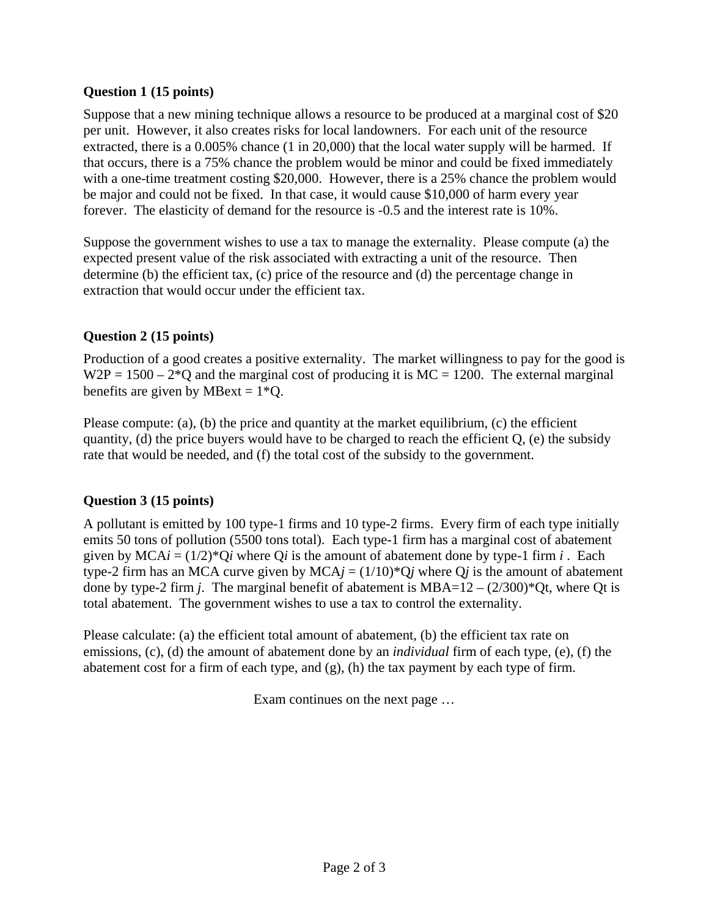**Question 1 (15 points)**

Suppose that a new mining technique allows a resource to be produced at a marginal cost of $20 per unit. However, it also creates risks for local landowners. For each unit of the resource extracted, there is a 0.005% chance (1 in 20,000) that the local water supply will be harmed. If that occurs, there is a 75% chance the problem would be minor and could be fixed immediately with a one-time treatment costing $20,000. However, there is a 25% chance the problem would be major and could not be fixed. In that case, it would cause $10,000 of harm every year forever. The elasticity of demand for the resource is -0.5 and the interest rate is 10%.

Suppose the government wishes to use a tax to manage the externality. Please compute (a) the expected present value of the risk associated with extracting a unit of the resource. Then determine (b) the efficient tax, (c) price of the resource and (d) the percentage change in extraction that would occur under the efficient tax.

**Question 2 (15 points)**

Production of a good creates a positive externality. The market willingness to pay for the good is $W2P = 1500 - 2*Q$ and the marginal cost of producing it is $MC = 1200$. The external marginal benefits are given by $MBext = 1*Q$.

Please compute: (a), (b) the price and quantity at the market equilibrium, (c) the efficient quantity, (d) the price buyers would have to be charged to reach the efficient Q, (e) the subsidy rate that would be needed, and (f) the total cost of the subsidy to the government.

**Question 3 (15 points)**

A pollutant is emitted by 100 type-1 firms and 10 type-2 firms. Every firm of each type initially emits 50 tons of pollution (5500 tons total). Each type-1 firm has a marginal cost of abatement given by $MCA_i = (1/2)*Q_i$ where $Q_i$ is the amount of abatement done by type-1 firm *i*. Each type-2 firm has an MCA curve given by $MCA_j = (1/10)*Q_j$ where $Q_j$ is the amount of abatement done by type-2 firm *j*. The marginal benefit of abatement is $MBA=12 - (2/300)*Qt$, where Qt is total abatement. The government wishes to use a tax to control the externality.

Please calculate: (a) the efficient total amount of abatement, (b) the efficient tax rate on emissions, (c), (d) the amount of abatement done by an *individual* firm of each type, (e), (f) the abatement cost for a firm of each type, and (g), (h) the tax payment by each type of firm.

Exam continues on the next page …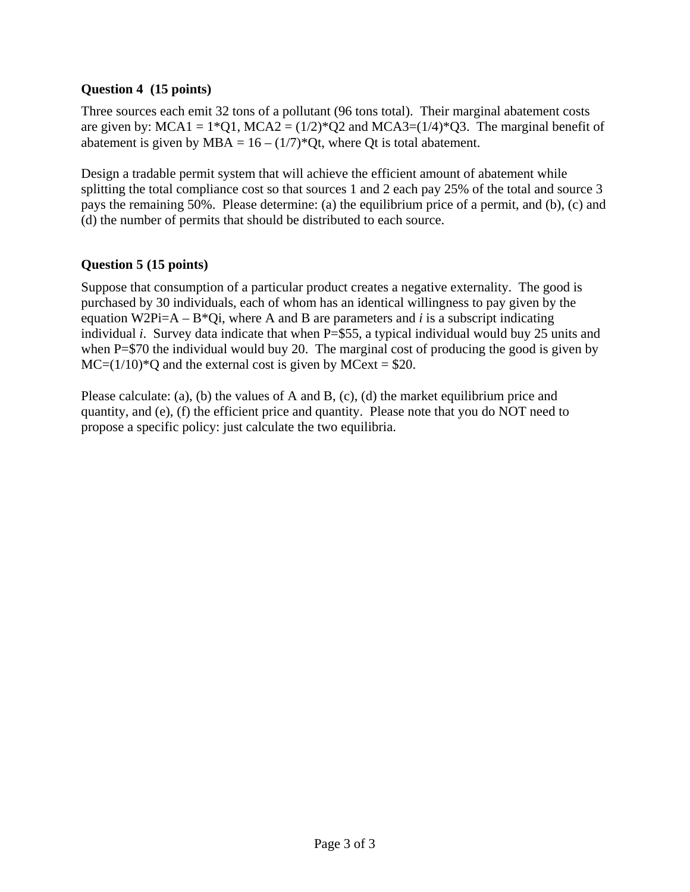**Question 4 (15 points)**

Three sources each emit 32 tons of a pollutant (96 tons total). Their marginal abatement costs are given by: $MCA1 = 1*Q1$, $MCA2 = (1/2)*Q2$ and $MCA3=(1/4)*Q3$. The marginal benefit of abatement is given by $MBA = 16 – (1/7)*Qt$, where $Qt$ is total abatement.

Design a tradable permit system that will achieve the efficient amount of abatement while splitting the total compliance cost so that sources 1 and 2 each pay 25% of the total and source 3 pays the remaining 50%. Please determine: (a) the equilibrium price of a permit, and (b), (c) and (d) the number of permits that should be distributed to each source.

**Question 5 (15 points)**

Suppose that consumption of a particular product creates a negative externality. The good is purchased by 30 individuals, each of whom has an identical willingness to pay given by the equation $W2P_i=A – B*Q_i$, where A and B are parameters and *i* is a subscript indicating individual *i*. Survey data indicate that when P=$55, a typical individual would buy 25 units and when P=$70 the individual would buy 20. The marginal cost of producing the good is given by $MC=(1/10)*Q$ and the external cost is given by $MCext = \$20$.

Please calculate: (a), (b) the values of A and B, (c), (d) the market equilibrium price and quantity, and (e), (f) the efficient price and quantity. Please note that you do NOT need to propose a specific policy: just calculate the two equilibria.